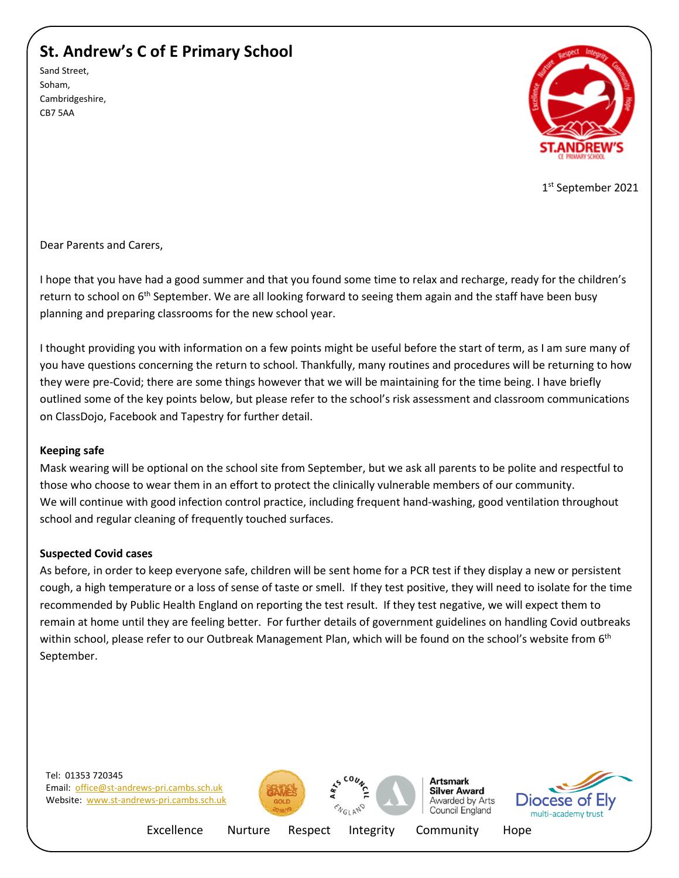# St. Andrew's C of E Primary School

Sand Street,
Soham,
Cambridgeshire,
CB7 5AA

1st September 2021

Dear Parents and Carers,

I hope that you have had a good summer and that you found some time to relax and recharge, ready for the children's return to school on 6th September. We are all looking forward to seeing them again and the staff have been busy planning and preparing classrooms for the new school year.

I thought providing you with information on a few points might be useful before the start of term, as I am sure many of you have questions concerning the return to school. Thankfully, many routines and procedures will be returning to how they were pre-Covid; there are some things however that we will be maintaining for the time being. I have briefly outlined some of the key points below, but please refer to the school's risk assessment and classroom communications on ClassDojo, Facebook and Tapestry for further detail.

**Keeping safe**

Mask wearing will be optional on the school site from September, but we ask all parents to be polite and respectful to those who choose to wear them in an effort to protect the clinically vulnerable members of our community.
We will continue with good infection control practice, including frequent hand-washing, good ventilation throughout school and regular cleaning of frequently touched surfaces.

**Suspected Covid cases**

As before, in order to keep everyone safe, children will be sent home for a PCR test if they display a new or persistent cough, a high temperature or a loss of sense of taste or smell. If they test positive, they will need to isolate for the time recommended by Public Health England on reporting the test result. If they test negative, we will expect them to remain at home until they are feeling better. For further details of government guidelines on handling Covid outbreaks within school, please refer to our Outbreak Management Plan, which will be found on the school's website from 6th September.

Tel: 01353 720345
Email: office@st-andrews-pri.cambs.sch.uk
Website: www.st-andrews-pri.cambs.sch.uk

Excellence Nurture Respect Integrity Community Hope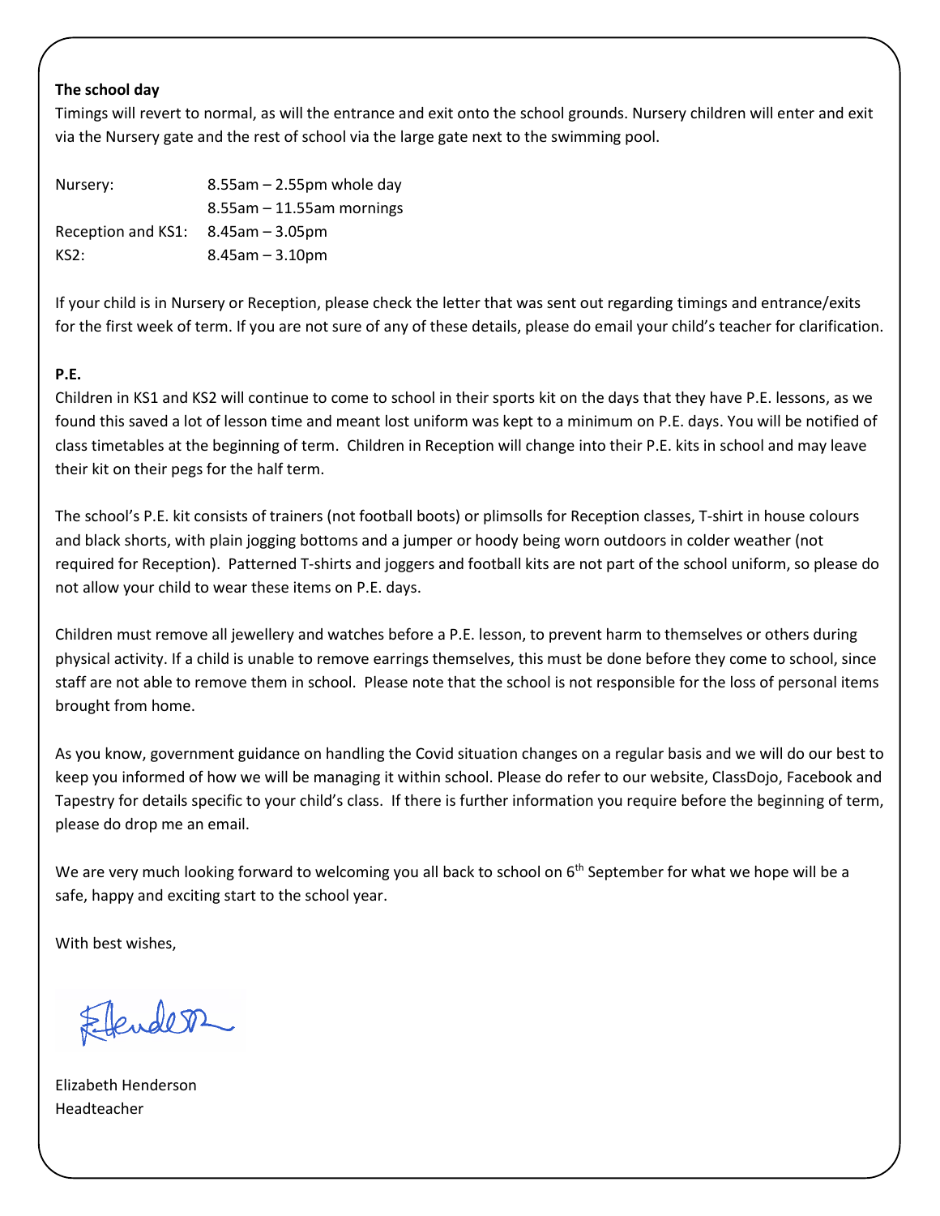**The school day**

Timings will revert to normal, as will the entrance and exit onto the school grounds. Nursery children will enter and exit via the Nursery gate and the rest of school via the large gate next to the swimming pool.

| | |
|---|---|
| Nursery: | 8.55am – 2.55pm whole day |
| | 8.55am – 11.55am mornings |
| Reception and KS1: | 8.45am – 3.05pm |
| KS2: | 8.45am – 3.10pm |

If your child is in Nursery or Reception, please check the letter that was sent out regarding timings and entrance/exits for the first week of term. If you are not sure of any of these details, please do email your child's teacher for clarification.

**P.E.**

Children in KS1 and KS2 will continue to come to school in their sports kit on the days that they have P.E. lessons, as we found this saved a lot of lesson time and meant lost uniform was kept to a minimum on P.E. days. You will be notified of class timetables at the beginning of term. Children in Reception will change into their P.E. kits in school and may leave their kit on their pegs for the half term.

The school's P.E. kit consists of trainers (not football boots) or plimsolls for Reception classes, T-shirt in house colours and black shorts, with plain jogging bottoms and a jumper or hoody being worn outdoors in colder weather (not required for Reception). Patterned T-shirts and joggers and football kits are not part of the school uniform, so please do not allow your child to wear these items on P.E. days.

Children must remove all jewellery and watches before a P.E. lesson, to prevent harm to themselves or others during physical activity. If a child is unable to remove earrings themselves, this must be done before they come to school, since staff are not able to remove them in school. Please note that the school is not responsible for the loss of personal items brought from home.

As you know, government guidance on handling the Covid situation changes on a regular basis and we will do our best to keep you informed of how we will be managing it within school. Please do refer to our website, ClassDojo, Facebook and Tapestry for details specific to your child's class. If there is further information you require before the beginning of term, please do drop me an email.

We are very much looking forward to welcoming you all back to school on 6th September for what we hope will be a safe, happy and exciting start to the school year.

With best wishes,

Elizabeth Henderson
Headteacher